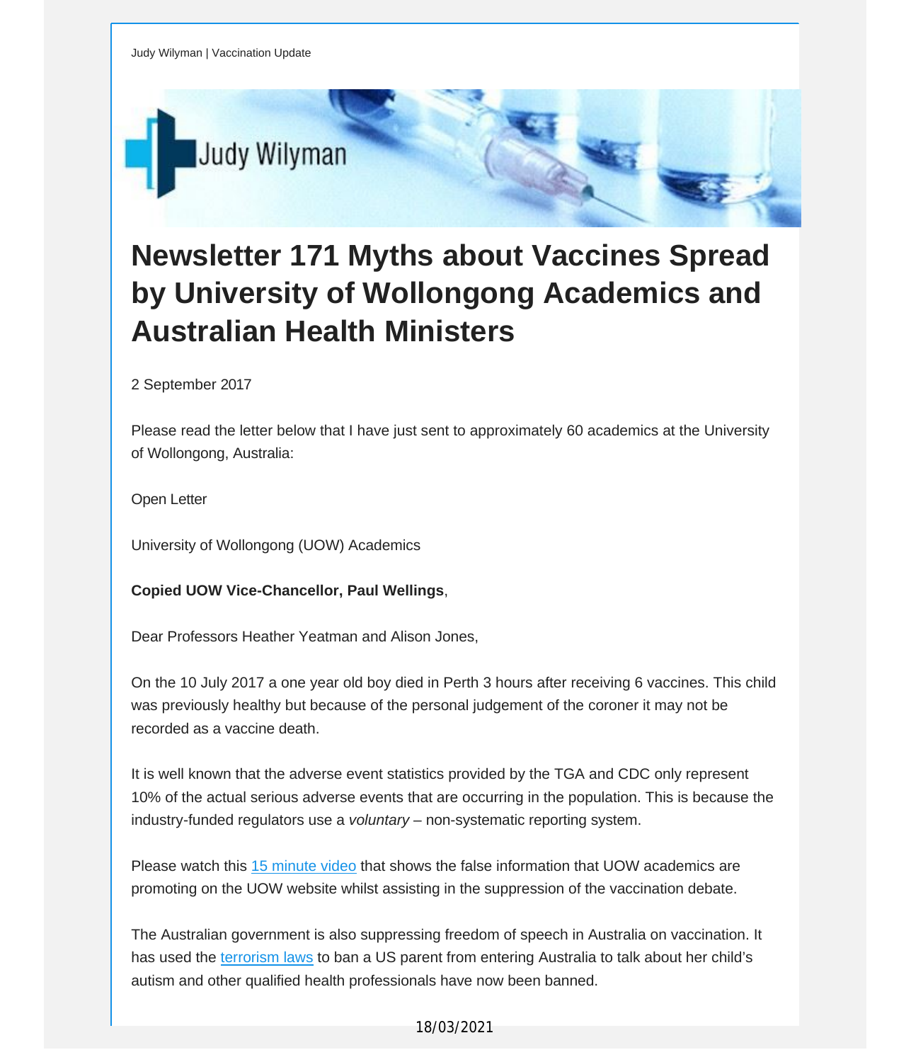Judy Wilyman | Vaccination Update

# Newsletter 171 Myths about Vaccines Spread by University of Wollongong Academics and Australian Health Ministers

2 September 2017

Please read the letter below that I have just sent to approximately 60 academics at the University of Wollongong, Australia:

Open Letter

University of Wollongong (UOW) Academics

**Copied UOW Vice-Chancellor, Paul Wellings**,

Dear Professors Heather Yeatman and Alison Jones,

On the 10 July 2017 a one year old boy died in Perth 3 hours after receiving 6 vaccines. This child was previously healthy but because of the personal judgement of the coroner it may not be recorded as a vaccine death.

It is well known that the adverse event statistics provided by the TGA and CDC only represent 10% of the actual serious adverse events that are occurring in the population. This is because the industry-funded regulators use a *voluntary* – non-systematic reporting system.

Please watch this [15 minute video] that shows the false information that UOW academics are promoting on the UOW website whilst assisting in the suppression of the vaccination debate.

The Australian government is also suppressing freedom of speech in Australia on vaccination. It has used the [terrorism laws] to ban a US parent from entering Australia to talk about her child's autism and other qualified health professionals have now been banned.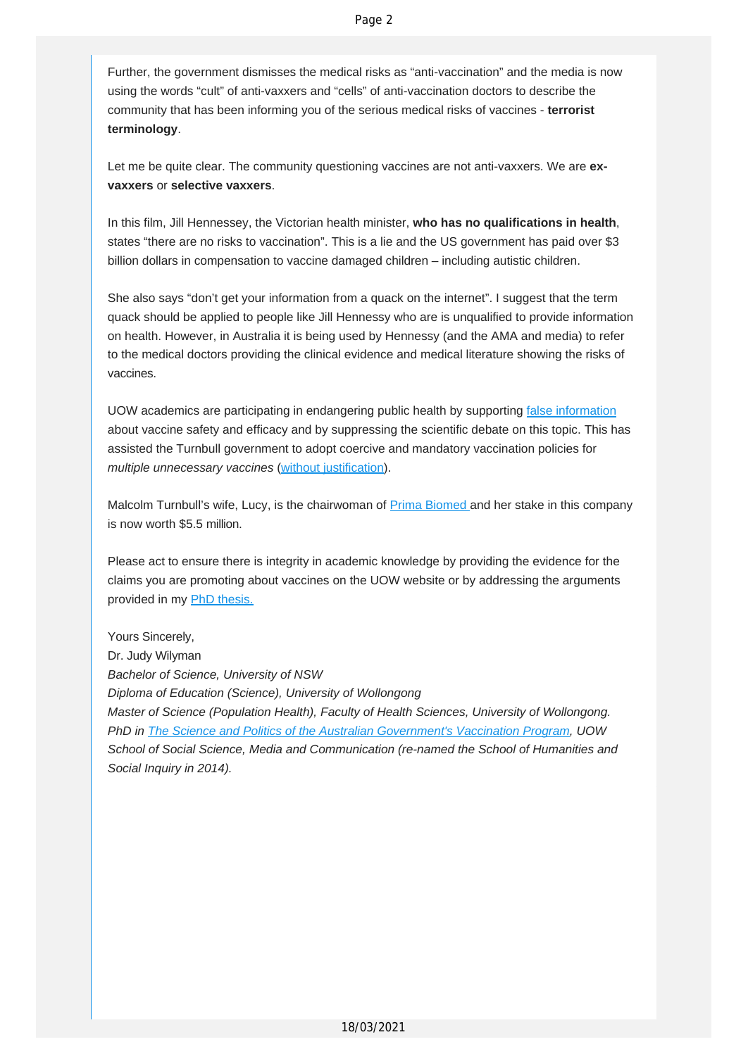Further, the government dismisses the medical risks as "anti-vaccination" and the media is now using the words "cult" of anti-vaxxers and "cells" of anti-vaccination doctors to describe the community that has been informing you of the serious medical risks of vaccines - **terrorist terminology**.

Let me be quite clear. The community questioning vaccines are not anti-vaxxers. We are **ex-vaxxers** or **selective vaxxers**.

In this film, Jill Hennessey, the Victorian health minister, **who has no qualifications in health**, states "there are no risks to vaccination". This is a lie and the US government has paid over $3 billion dollars in compensation to vaccine damaged children – including autistic children.

She also says "don't get your information from a quack on the internet". I suggest that the term quack should be applied to people like Jill Hennessy who are is unqualified to provide information on health. However, in Australia it is being used by Hennessy (and the AMA and media) to refer to the medical doctors providing the clinical evidence and medical literature showing the risks of vaccines.

UOW academics are participating in endangering public health by supporting false information about vaccine safety and efficacy and by suppressing the scientific debate on this topic. This has assisted the Turnbull government to adopt coercive and mandatory vaccination policies for *multiple unnecessary vaccines* (without justification).

Malcolm Turnbull's wife, Lucy, is the chairwoman of Prima Biomed and her stake in this company is now worth $5.5 million.

Please act to ensure there is integrity in academic knowledge by providing the evidence for the claims you are promoting about vaccines on the UOW website or by addressing the arguments provided in my PhD thesis.

Yours Sincerely,
Dr. Judy Wilyman
*Bachelor of Science, University of NSW*
*Diploma of Education (Science), University of Wollongong*
*Master of Science (Population Health), Faculty of Health Sciences, University of Wollongong.*
*PhD in The Science and Politics of the Australian Government's Vaccination Program, UOW School of Social Science, Media and Communication (re-named the School of Humanities and Social Inquiry in 2014).*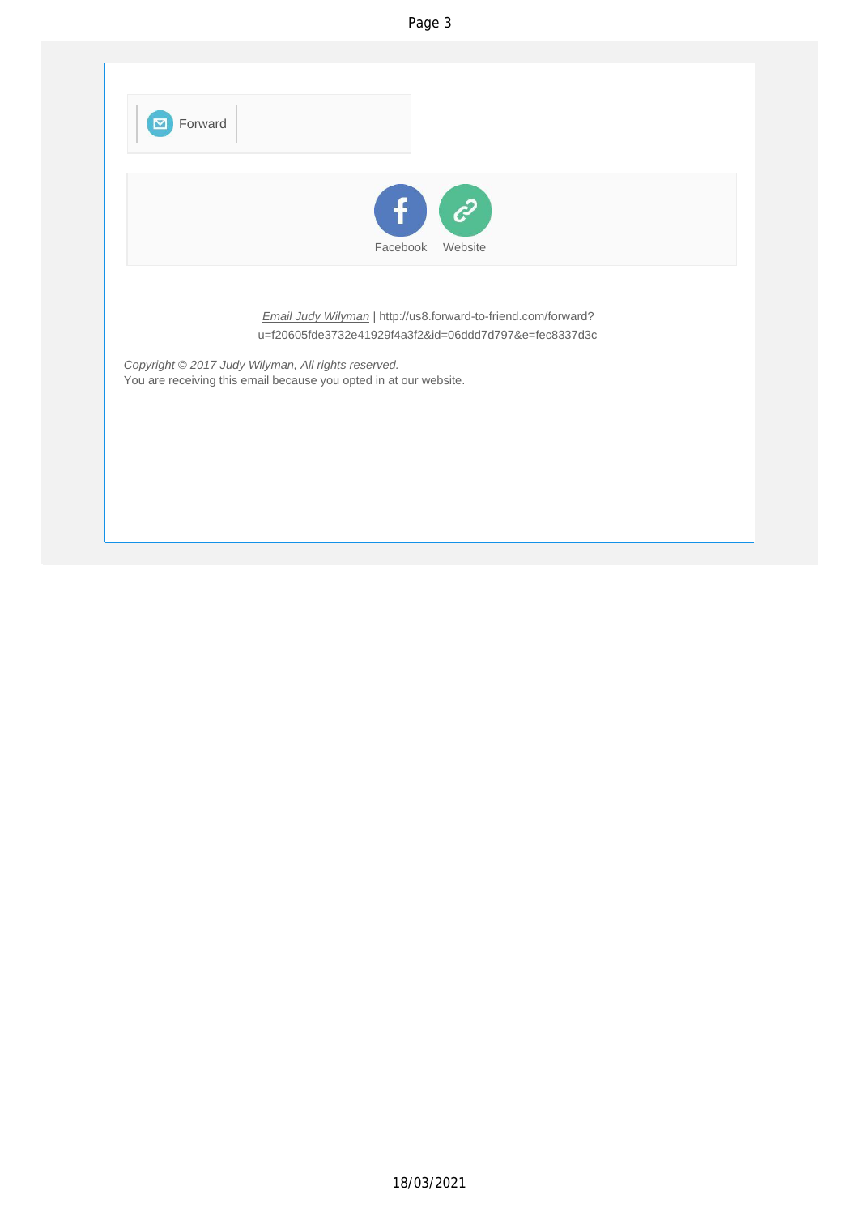Forward

Facebook Website

*Email Judy Wilyman* | http://us8.forward-to-friend.com/forward?u=f20605fde3732e41929f4a3f2&id=06ddd7d797&e=fec8337d3c

*Copyright © 2017 Judy Wilyman, All rights reserved.*
You are receiving this email because you opted in at our website.